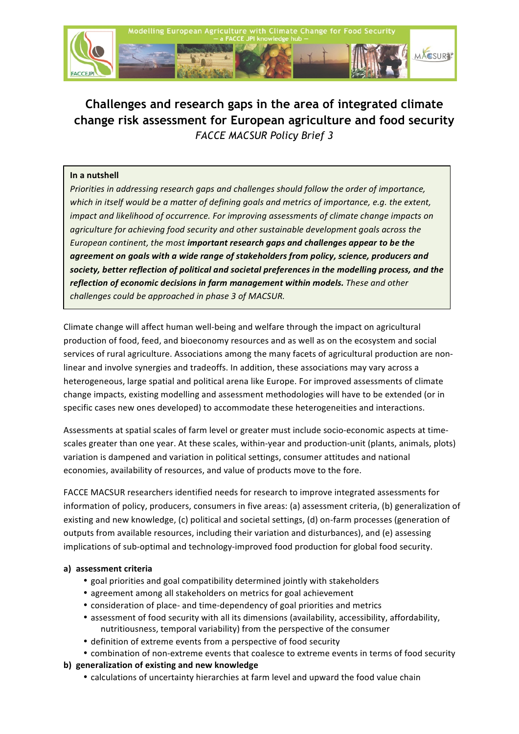# Challenges and research gaps in the area of integrated climate change risk assessment for European agriculture and food security

*FACCE MACSUR Policy Brief 3*

> **In a nutshell**
>
> *Priorities in addressing research gaps and challenges should follow the order of importance, which in itself would be a matter of defining goals and metrics of importance, e.g. the extent, impact and likelihood of occurrence. For improving assessments of climate change impacts on agriculture for achieving food security and other sustainable development goals across the European continent, the most* ***important research gaps and challenges appear to be the agreement on goals with a wide range of stakeholders from policy, science, producers and society, better reflection of political and societal preferences in the modelling process, and the reflection of economic decisions in farm management within models.*** *These and other challenges could be approached in phase 3 of MACSUR.*

Climate change will affect human well-being and welfare through the impact on agricultural production of food, feed, and bioeconomy resources and as well as on the ecosystem and social services of rural agriculture. Associations among the many facets of agricultural production are non-linear and involve synergies and tradeoffs. In addition, these associations may vary across a heterogeneous, large spatial and political arena like Europe. For improved assessments of climate change impacts, existing modelling and assessment methodologies will have to be extended (or in specific cases new ones developed) to accommodate these heterogeneities and interactions.

Assessments at spatial scales of farm level or greater must include socio-economic aspects at time-scales greater than one year. At these scales, within-year and production-unit (plants, animals, plots) variation is dampened and variation in political settings, consumer attitudes and national economies, availability of resources, and value of products move to the fore.

FACCE MACSUR researchers identified needs for research to improve integrated assessments for information of policy, producers, consumers in five areas: (a) assessment criteria, (b) generalization of existing and new knowledge, (c) political and societal settings, (d) on-farm processes (generation of outputs from available resources, including their variation and disturbances), and (e) assessing implications of sub-optimal and technology-improved food production for global food security.

**a) assessment criteria**

- goal priorities and goal compatibility determined jointly with stakeholders
- agreement among all stakeholders on metrics for goal achievement
- consideration of place- and time-dependency of goal priorities and metrics
- assessment of food security with all its dimensions (availability, accessibility, affordability, nutritiousness, temporal variability) from the perspective of the consumer
- definition of extreme events from a perspective of food security
- combination of non-extreme events that coalesce to extreme events in terms of food security

**b) generalization of existing and new knowledge**

- calculations of uncertainty hierarchies at farm level and upward the food value chain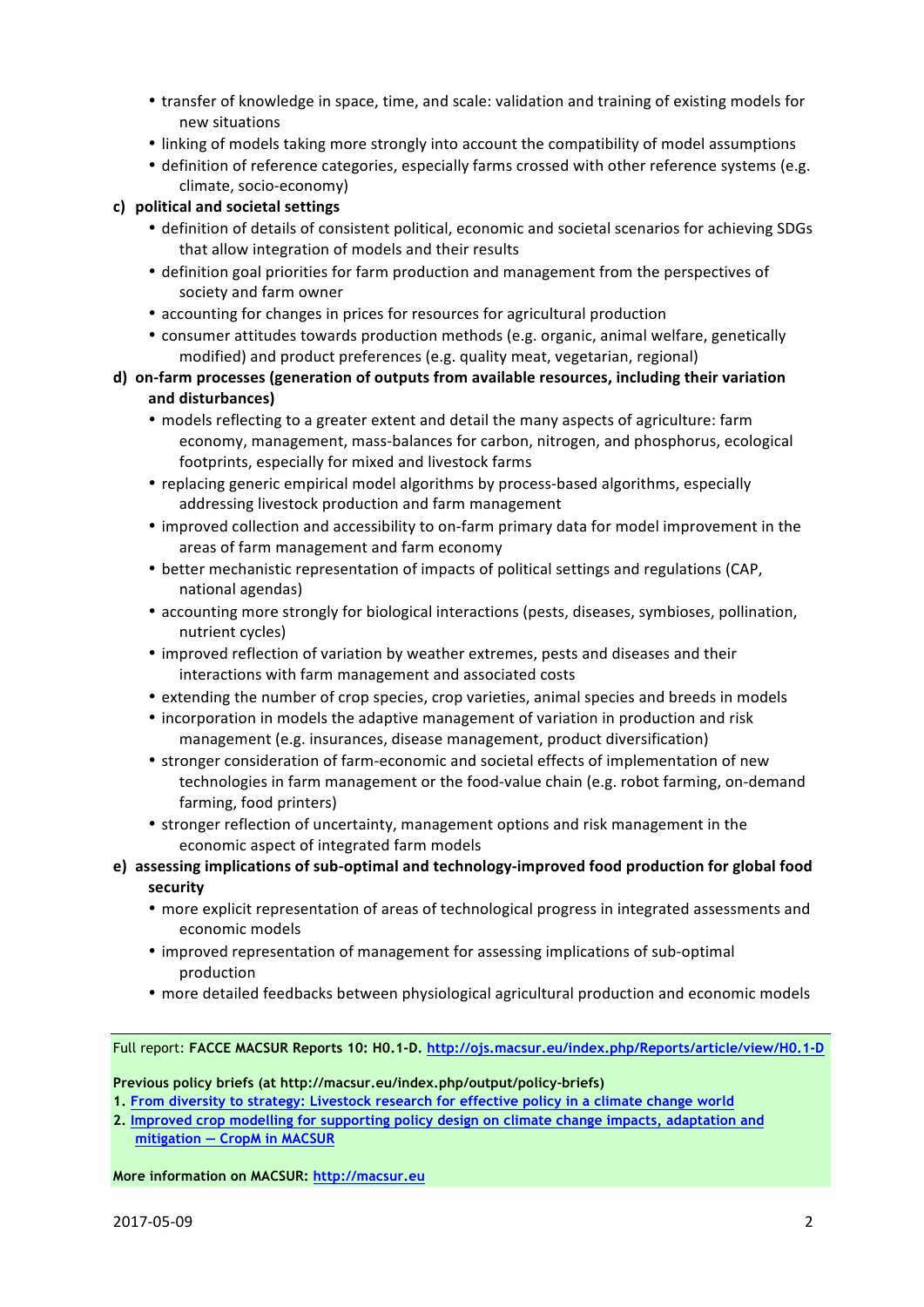- transfer of knowledge in space, time, and scale: validation and training of existing models for new situations
- linking of models taking more strongly into account the compatibility of model assumptions
- definition of reference categories, especially farms crossed with other reference systems (e.g. climate, socio-economy)

**c) political and societal settings**

- definition of details of consistent political, economic and societal scenarios for achieving SDGs that allow integration of models and their results
- definition goal priorities for farm production and management from the perspectives of society and farm owner
- accounting for changes in prices for resources for agricultural production
- consumer attitudes towards production methods (e.g. organic, animal welfare, genetically modified) and product preferences (e.g. quality meat, vegetarian, regional)

**d) on-farm processes (generation of outputs from available resources, including their variation and disturbances)**

- models reflecting to a greater extent and detail the many aspects of agriculture: farm economy, management, mass-balances for carbon, nitrogen, and phosphorus, ecological footprints, especially for mixed and livestock farms
- replacing generic empirical model algorithms by process-based algorithms, especially addressing livestock production and farm management
- improved collection and accessibility to on-farm primary data for model improvement in the areas of farm management and farm economy
- better mechanistic representation of impacts of political settings and regulations (CAP, national agendas)
- accounting more strongly for biological interactions (pests, diseases, symbioses, pollination, nutrient cycles)
- improved reflection of variation by weather extremes, pests and diseases and their interactions with farm management and associated costs
- extending the number of crop species, crop varieties, animal species and breeds in models
- incorporation in models the adaptive management of variation in production and risk management (e.g. insurances, disease management, product diversification)
- stronger consideration of farm-economic and societal effects of implementation of new technologies in farm management or the food-value chain (e.g. robot farming, on-demand farming, food printers)
- stronger reflection of uncertainty, management options and risk management in the economic aspect of integrated farm models

**e) assessing implications of sub-optimal and technology-improved food production for global food security**

- more explicit representation of areas of technological progress in integrated assessments and economic models
- improved representation of management for assessing implications of sub-optimal production
- more detailed feedbacks between physiological agricultural production and economic models

Full report: **FACCE MACSUR Reports 10: H0.1-D.** [http://ojs.macsur.eu/index.php/Reports/article/view/H0.1-D](http://ojs.macsur.eu/index.php/Reports/article/view/H0.1-D)

**Previous policy briefs (at http://macsur.eu/index.php/output/policy-briefs)**

1. From diversity to strategy: Livestock research for effective policy in a climate change world
2. Improved crop modelling for supporting policy design on climate change impacts, adaptation and mitigation — CropM in MACSUR

**More information on MACSUR:** [http://macsur.eu](http://macsur.eu)

2017-05-09